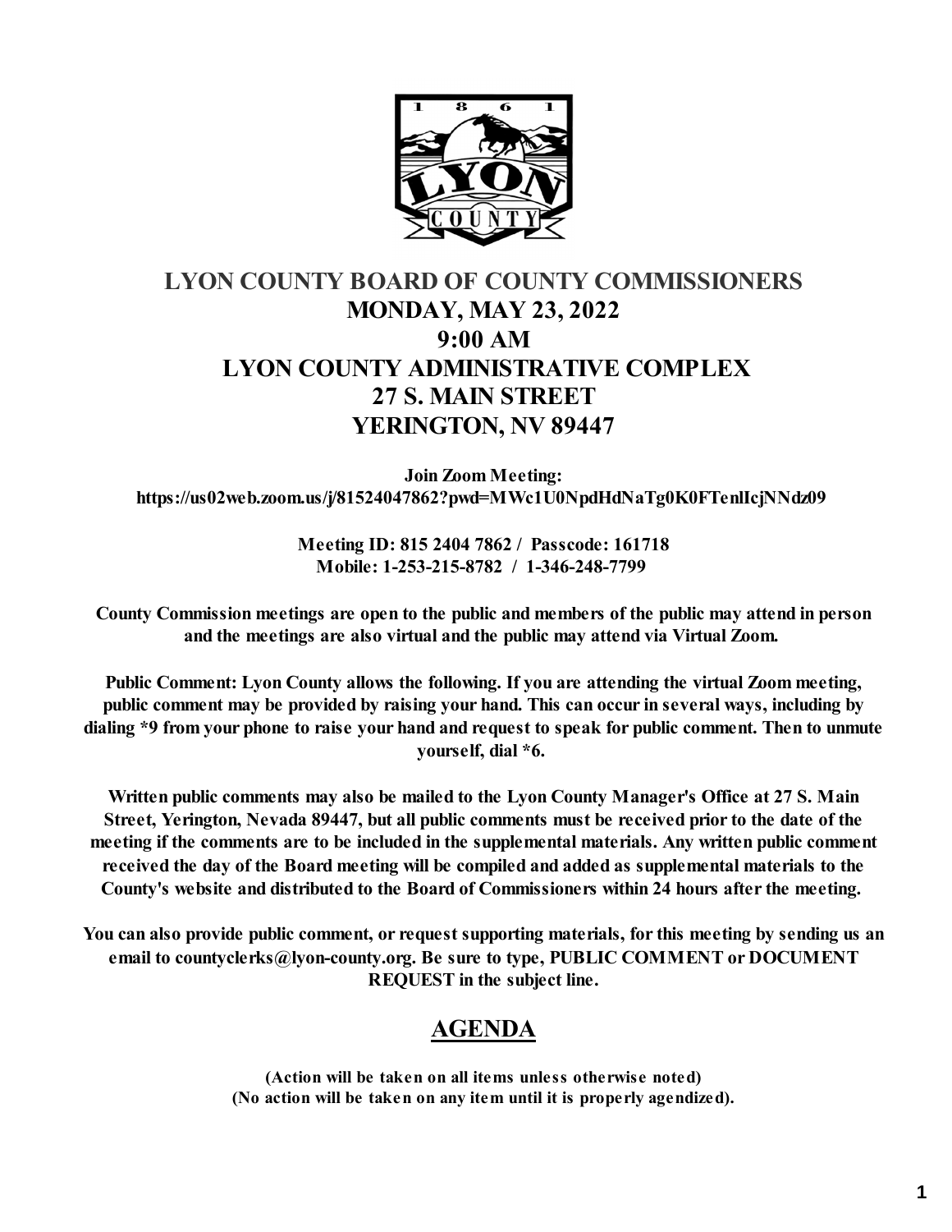# LYON COUNTY BOARD OF COUNTY COMMISSIONERS

## MONDAY, MAY 23, 2022

## 9:00 AM

## LYON COUNTY ADMINISTRATIVE COMPLEX

## 27 S. MAIN STREET

## YERINGTON, NV 89447

**Join Zoom Meeting:**
**https://us02web.zoom.us/j/81524047862?pwd=MWc1U0NpdHdNaTg0K0FTenlIcjNNdz09**

**Meeting ID: 815 2404 7862 / Passcode: 161718**
**Mobile: 1-253-215-8782 / 1-346-248-7799**

**County Commission meetings are open to the public and members of the public may attend in person and the meetings are also virtual and the public may attend via Virtual Zoom.**

**Public Comment: Lyon County allows the following. If you are attending the virtual Zoom meeting, public comment may be provided by raising your hand. This can occur in several ways, including by dialing *9 from your phone to raise your hand and request to speak for public comment. Then to unmute yourself, dial *6.**

**Written public comments may also be mailed to the Lyon County Manager's Office at 27 S. Main Street, Yerington, Nevada 89447, but all public comments must be received prior to the date of the meeting if the comments are to be included in the supplemental materials. Any written public comment received the day of the Board meeting will be compiled and added as supplemental materials to the County's website and distributed to the Board of Commissioners within 24 hours after the meeting.**

**You can also provide public comment, or request supporting materials, for this meeting by sending us an email to countyclerks@lyon-county.org. Be sure to type, PUBLIC COMMENT or DOCUMENT REQUEST in the subject line.**

## AGENDA

**(Action will be taken on all items unless otherwise noted)**
**(No action will be taken on any item until it is properly agendized).**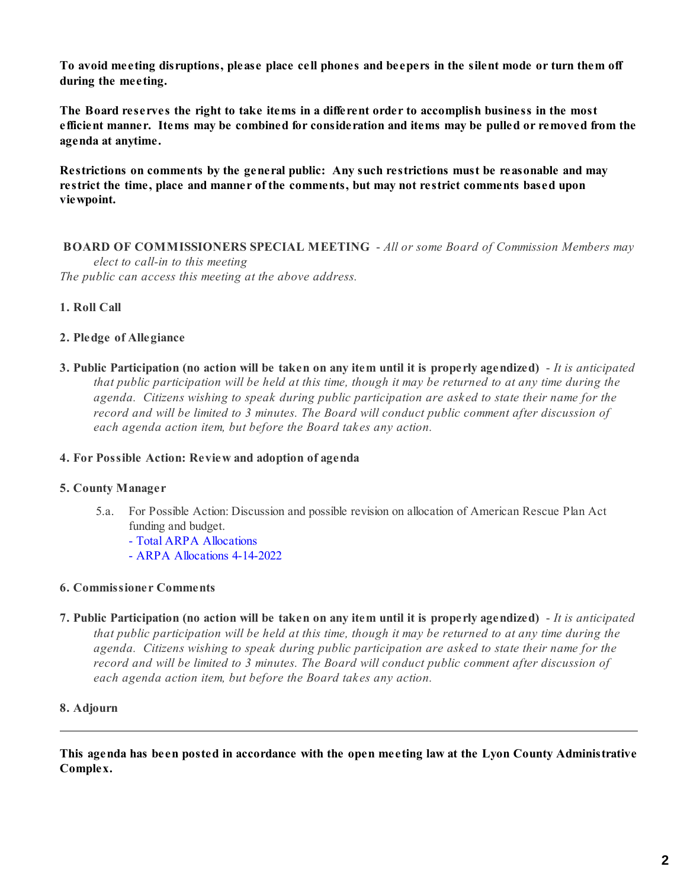**To avoid meeting disruptions, please place cell phones and beepers in the silent mode or turn them off during the meeting.**

**The Board reserves the right to take items in a different order to accomplish business in the most efficient manner. Items may be combined for consideration and items may be pulled or removed from the agenda at anytime.**

**Restrictions on comments by the general public: Any such restrictions must be reasonable and may restrict the time, place and manner of the comments, but may not restrict comments based upon viewpoint.**

**BOARD OF COMMISSIONERS SPECIAL MEETING** - *All or some Board of Commission Members may elect to call-in to this meeting*
*The public can access this meeting at the above address.*

**1. Roll Call**

**2. Pledge of Allegiance**

**3. Public Participation (no action will be taken on any item until it is properly agendized)** - *It is anticipated that public participation will be held at this time, though it may be returned to at any time during the agenda. Citizens wishing to speak during public participation are asked to state their name for the record and will be limited to 3 minutes. The Board will conduct public comment after discussion of each agenda action item, but before the Board takes any action.*

**4. For Possible Action: Review and adoption of agenda**

**5. County Manager**

5.a. For Possible Action: Discussion and possible revision on allocation of American Rescue Plan Act funding and budget.
- Total ARPA Allocations
- ARPA Allocations 4-14-2022

**6. Commissioner Comments**

**7. Public Participation (no action will be taken on any item until it is properly agendized)** - *It is anticipated that public participation will be held at this time, though it may be returned to at any time during the agenda. Citizens wishing to speak during public participation are asked to state their name for the record and will be limited to 3 minutes. The Board will conduct public comment after discussion of each agenda action item, but before the Board takes any action.*

**8. Adjourn**

---

**This agenda has been posted in accordance with the open meeting law at the Lyon County Administrative Complex.**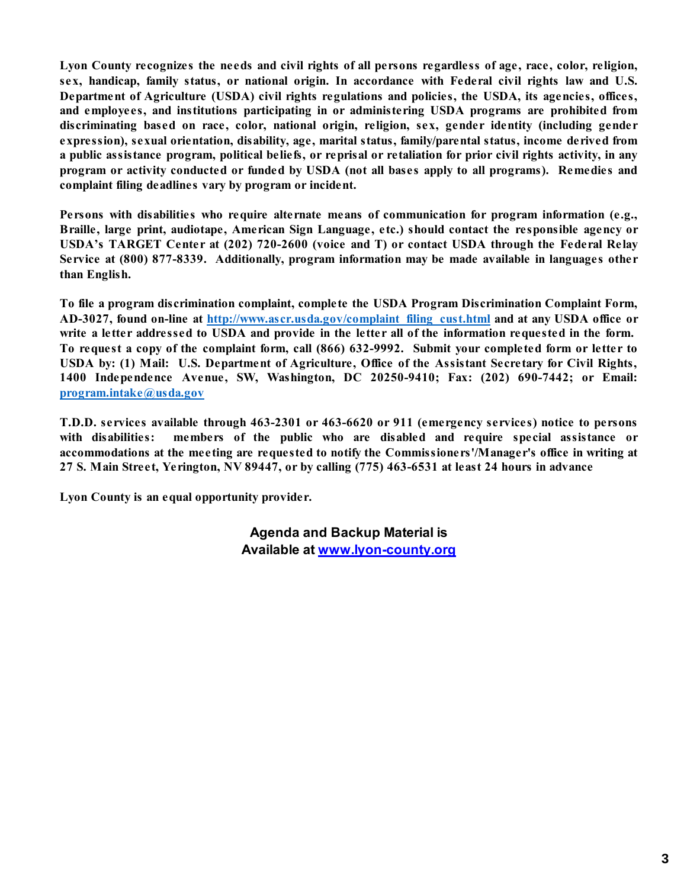**Lyon County recognizes the needs and civil rights of all persons regardless of age, race, color, religion, sex, handicap, family status, or national origin. In accordance with Federal civil rights law and U.S. Department of Agriculture (USDA) civil rights regulations and policies, the USDA, its agencies, offices, and employees, and institutions participating in or administering USDA programs are prohibited from discriminating based on race, color, national origin, religion, sex, gender identity (including gender expression), sexual orientation, disability, age, marital status, family/parental status, income derived from a public assistance program, political beliefs, or reprisal or retaliation for prior civil rights activity, in any program or activity conducted or funded by USDA (not all bases apply to all programs). Remedies and complaint filing deadlines vary by program or incident.**

**Persons with disabilities who require alternate means of communication for program information (e.g., Braille, large print, audiotape, American Sign Language, etc.) should contact the responsible agency or USDA's TARGET Center at (202) 720-2600 (voice and T) or contact USDA through the Federal Relay Service at (800) 877-8339. Additionally, program information may be made available in languages other than English.**

**To file a program discrimination complaint, complete the USDA Program Discrimination Complaint Form, AD-3027, found on-line at [http://www.ascr.usda.gov/complaint_filing_cust.html](http://www.ascr.usda.gov/complaint_filing_cust.html) and at any USDA office or write a letter addressed to USDA and provide in the letter all of the information requested in the form. To request a copy of the complaint form, call (866) 632-9992. Submit your completed form or letter to USDA by: (1) Mail: U.S. Department of Agriculture, Office of the Assistant Secretary for Civil Rights, 1400 Independence Avenue, SW, Washington, DC 20250-9410; Fax: (202) 690-7442; or Email: [program.intake@usda.gov](mailto:program.intake@usda.gov)**

**T.D.D. services available through 463-2301 or 463-6620 or 911 (emergency services) notice to persons with disabilities: members of the public who are disabled and require special assistance or accommodations at the meeting are requested to notify the Commissioners'/Manager's office in writing at 27 S. Main Street, Yerington, NV 89447, or by calling (775) 463-6531 at least 24 hours in advance**

**Lyon County is an equal opportunity provider.**

**Agenda and Backup Material is Available at [www.lyon-county.org](http://www.lyon-county.org)**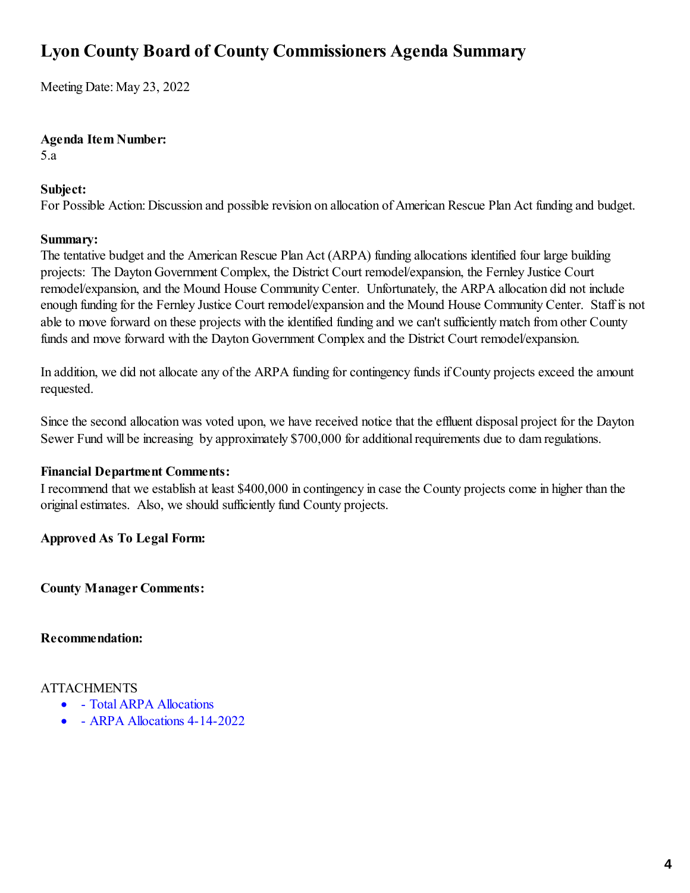# Lyon County Board of County Commissioners Agenda Summary

Meeting Date: May 23, 2022

**Agenda Item Number:**
5.a

**Subject:**
For Possible Action: Discussion and possible revision on allocation of American Rescue Plan Act funding and budget.

**Summary:**
The tentative budget and the American Rescue Plan Act (ARPA) funding allocations identified four large building projects: The Dayton Government Complex, the District Court remodel/expansion, the Fernley Justice Court remodel/expansion, and the Mound House Community Center. Unfortunately, the ARPA allocation did not include enough funding for the Fernley Justice Court remodel/expansion and the Mound House Community Center. Staff is not able to move forward on these projects with the identified funding and we can't sufficiently match from other County funds and move forward with the Dayton Government Complex and the District Court remodel/expansion.

In addition, we did not allocate any of the ARPA funding for contingency funds if County projects exceed the amount requested.

Since the second allocation was voted upon, we have received notice that the effluent disposal project for the Dayton Sewer Fund will be increasing by approximately $700,000 for additional requirements due to dam regulations.

**Financial Department Comments:**
I recommend that we establish at least $400,000 in contingency in case the County projects come in higher than the original estimates. Also, we should sufficiently fund County projects.

**Approved As To Legal Form:**

**County Manager Comments:**

**Recommendation:**

ATTACHMENTS

- \- Total ARPA Allocations
- \- ARPA Allocations 4-14-2022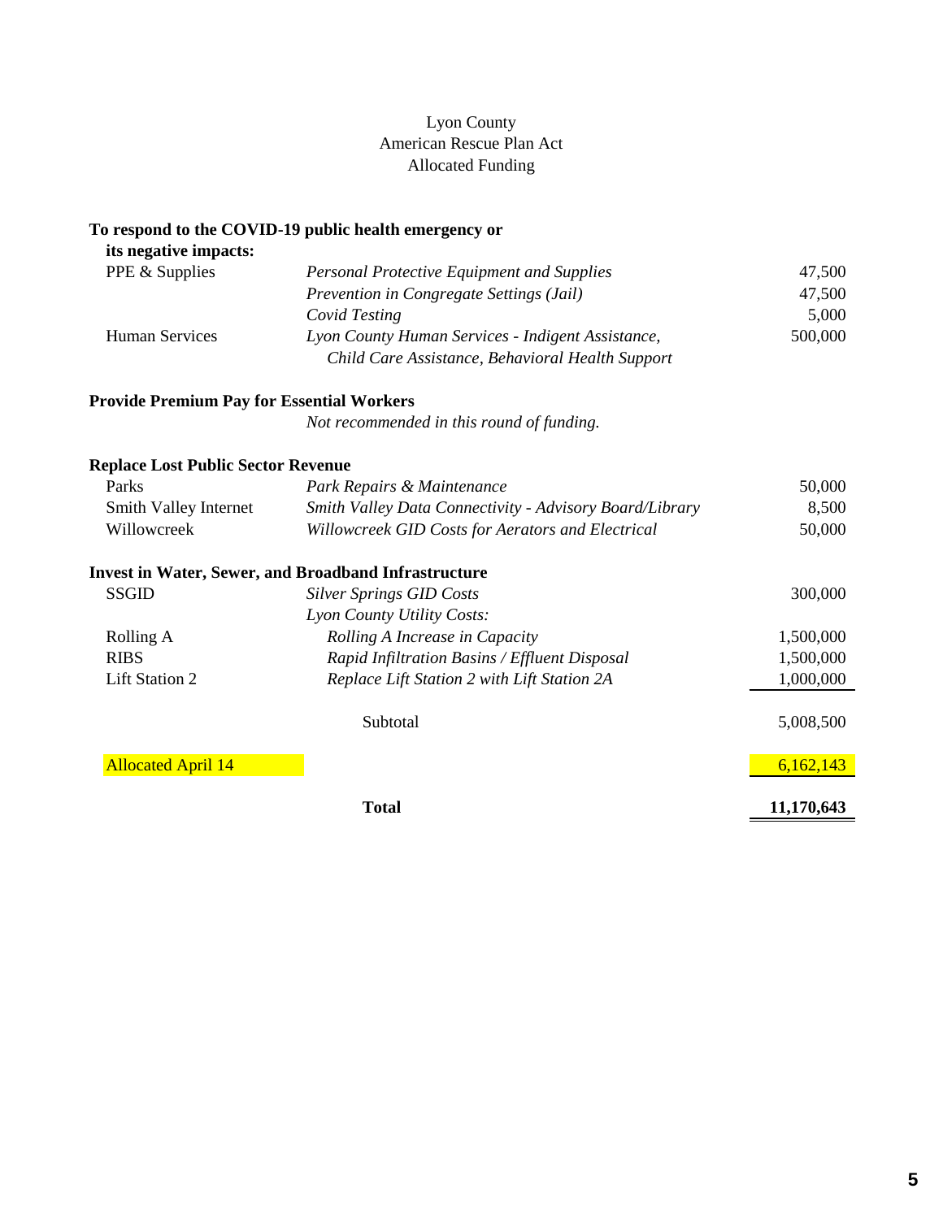# Lyon County
## American Rescue Plan Act
## Allocated Funding

| | | |
|---|---|---|
| **To respond to the COVID-19 public health emergency or its negative impacts:** | | |
| PPE & Supplies | *Personal Protective Equipment and Supplies* | 47,500 |
| | *Prevention in Congregate Settings (Jail)* | 47,500 |
| | *Covid Testing* | 5,000 |
| Human Services | *Lyon County Human Services - Indigent Assistance, Child Care Assistance, Behavioral Health Support* | 500,000 |
| **Provide Premium Pay for Essential Workers** | | |
| | *Not recommended in this round of funding.* | |
| **Replace Lost Public Sector Revenue** | | |
| Parks | *Park Repairs & Maintenance* | 50,000 |
| Smith Valley Internet | *Smith Valley Data Connectivity - Advisory Board/Library* | 8,500 |
| Willowcreek | *Willowcreek GID Costs for Aerators and Electrical* | 50,000 |
| **Invest in Water, Sewer, and Broadband Infrastructure** | | |
| SSGID | *Silver Springs GID Costs* | 300,000 |
| | *Lyon County Utility Costs:* | |
| Rolling A | *Rolling A Increase in Capacity* | 1,500,000 |
| RIBS | *Rapid Infiltration Basins / Effluent Disposal* | 1,500,000 |
| Lift Station 2 | *Replace Lift Station 2 with Lift Station 2A* | 1,000,000 |
| | Subtotal | 5,008,500 |
| Allocated April 14 | | 6,162,143 |
| | **Total** | **11,170,643** |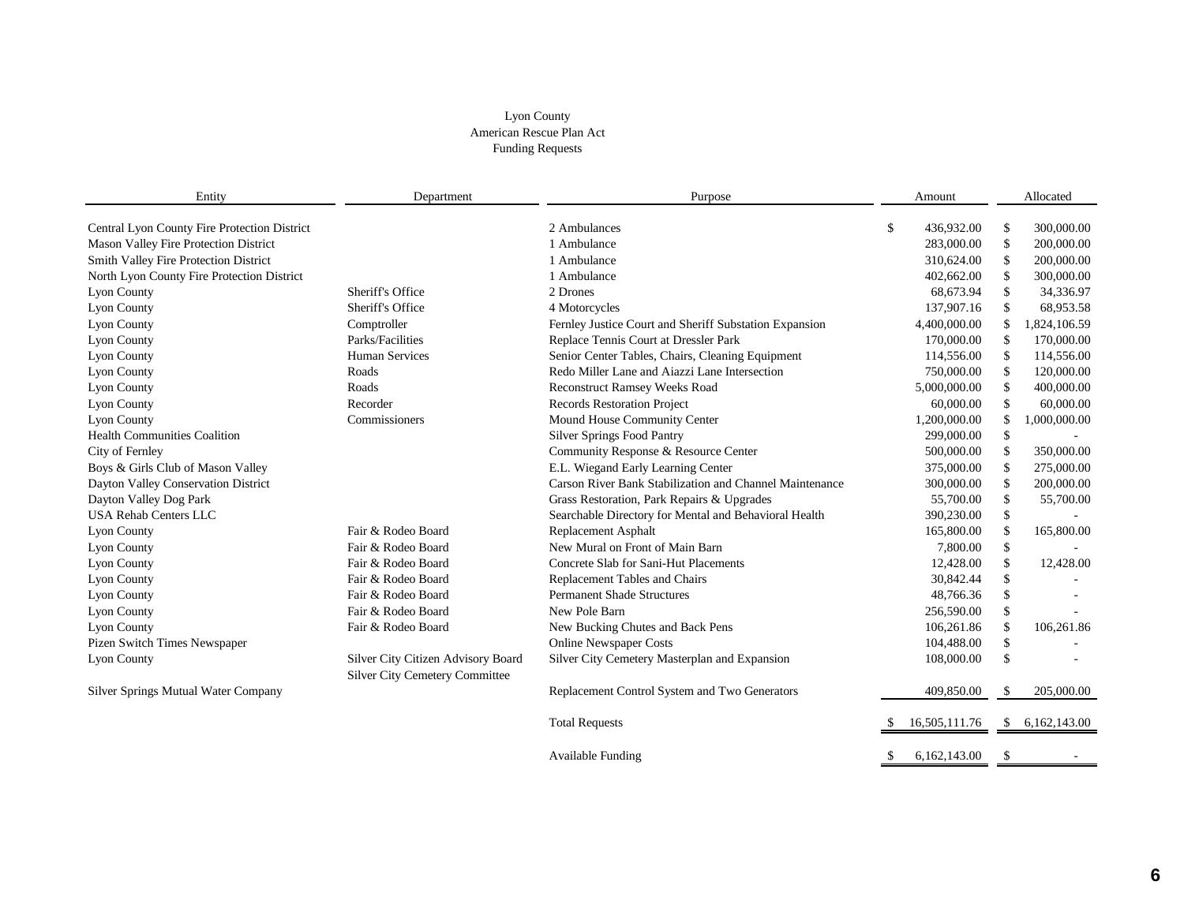Lyon County
American Rescue Plan Act
Funding Requests

| Entity | Department | Purpose | Amount | Allocated |
|---|---|---|---|---|
| Central Lyon County Fire Protection District | | 2 Ambulances | $ 436,932.00 | $ 300,000.00 |
| Mason Valley Fire Protection District | | 1 Ambulance | 283,000.00 | $ 200,000.00 |
| Smith Valley Fire Protection District | | 1 Ambulance | 310,624.00 | $ 200,000.00 |
| North Lyon County Fire Protection District | | 1 Ambulance | 402,662.00 | $ 300,000.00 |
| Lyon County | Sheriff's Office | 2 Drones | 68,673.94 | $ 34,336.97 |
| Lyon County | Sheriff's Office | 4 Motorcycles | 137,907.16 | $ 68,953.58 |
| Lyon County | Comptroller | Fernley Justice Court and Sheriff Substation Expansion | 4,400,000.00 | $ 1,824,106.59 |
| Lyon County | Parks/Facilities | Replace Tennis Court at Dressler Park | 170,000.00 | $ 170,000.00 |
| Lyon County | Human Services | Senior Center Tables, Chairs, Cleaning Equipment | 114,556.00 | $ 114,556.00 |
| Lyon County | Roads | Redo Miller Lane and Aiazzi Lane Intersection | 750,000.00 | $ 120,000.00 |
| Lyon County | Roads | Reconstruct Ramsey Weeks Road | 5,000,000.00 | $ 400,000.00 |
| Lyon County | Recorder | Records Restoration Project | 60,000.00 | $ 60,000.00 |
| Lyon County | Commissioners | Mound House Community Center | 1,200,000.00 | $ 1,000,000.00 |
| Health Communities Coalition | | Silver Springs Food Pantry | 299,000.00 | $ - |
| City of Fernley | | Community Response & Resource Center | 500,000.00 | $ 350,000.00 |
| Boys & Girls Club of Mason Valley | | E.L. Wiegand Early Learning Center | 375,000.00 | $ 275,000.00 |
| Dayton Valley Conservation District | | Carson River Bank Stabilization and Channel Maintenance | 300,000.00 | $ 200,000.00 |
| Dayton Valley Dog Park | | Grass Restoration, Park Repairs & Upgrades | 55,700.00 | $ 55,700.00 |
| USA Rehab Centers LLC | | Searchable Directory for Mental and Behavioral Health | 390,230.00 | $ - |
| Lyon County | Fair & Rodeo Board | Replacement Asphalt | 165,800.00 | $ 165,800.00 |
| Lyon County | Fair & Rodeo Board | New Mural on Front of Main Barn | 7,800.00 | $ - |
| Lyon County | Fair & Rodeo Board | Concrete Slab for Sani-Hut Placements | 12,428.00 | $ 12,428.00 |
| Lyon County | Fair & Rodeo Board | Replacement Tables and Chairs | 30,842.44 | $ - |
| Lyon County | Fair & Rodeo Board | Permanent Shade Structures | 48,766.36 | $ - |
| Lyon County | Fair & Rodeo Board | New Pole Barn | 256,590.00 | $ - |
| Lyon County | Fair & Rodeo Board | New Bucking Chutes and Back Pens | 106,261.86 | $ 106,261.86 |
| Pizen Switch Times Newspaper | | Online Newspaper Costs | 104,488.00 | $ - |
| Lyon County | Silver City Citizen Advisory Board Silver City Cemetery Committee | Silver City Cemetery Masterplan and Expansion | 108,000.00 | $ - |
| Silver Springs Mutual Water Company | | Replacement Control System and Two Generators | 409,850.00 | $ 205,000.00 |
| | | Total Requests | $ 16,505,111.76 | $ 6,162,143.00 |
| | | Available Funding | $ 6,162,143.00 | $ - |